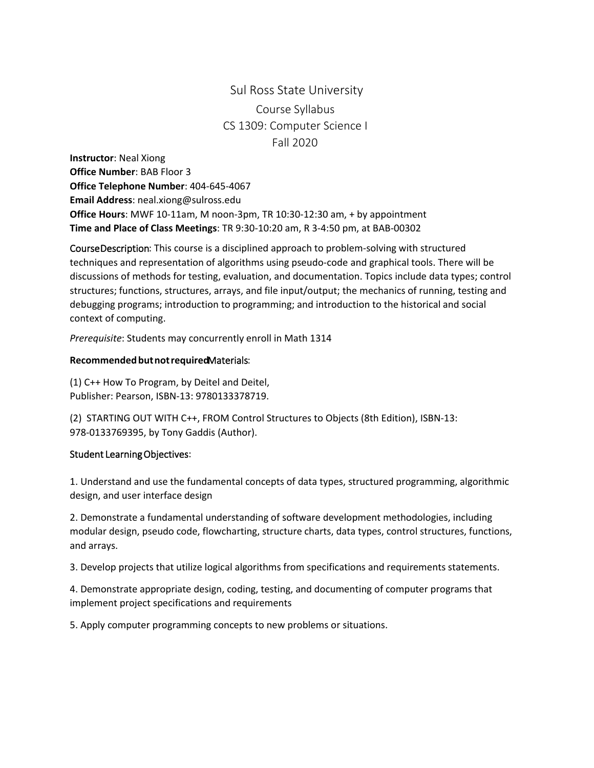# Sul Ross State University

## Course Syllabus

## CS 1309: Computer Science I

## Fall 2020

**Instructor**: Neal Xiong
**Office Number**: BAB Floor 3
**Office Telephone Number**: 404-645-4067
**Email Address**: neal.xiong@sulross.edu
**Office Hours**: MWF 10-11am, M noon-3pm, TR 10:30-12:30 am, + by appointment
**Time and Place of Class Meetings**: TR 9:30-10:20 am, R 3-4:50 pm, at BAB-00302

CourseDescription: This course is a disciplined approach to problem-solving with structured techniques and representation of algorithms using pseudo-code and graphical tools. There will be discussions of methods for testing, evaluation, and documentation. Topics include data types; control structures; functions, structures, arrays, and file input/output; the mechanics of running, testing and debugging programs; introduction to programming; and introduction to the historical and social context of computing.

*Prerequisite*: Students may concurrently enroll in Math 1314

**Recommended but not required** Materials:

(1) C++ How To Program, by Deitel and Deitel,
Publisher: Pearson, ISBN-13: 9780133378719.

(2) STARTING OUT WITH C++, FROM Control Structures to Objects (8th Edition), ISBN-13: 978-0133769395, by Tony Gaddis (Author).

Student Learning Objectives:

1. Understand and use the fundamental concepts of data types, structured programming, algorithmic design, and user interface design

2. Demonstrate a fundamental understanding of software development methodologies, including modular design, pseudo code, flowcharting, structure charts, data types, control structures, functions, and arrays.

3. Develop projects that utilize logical algorithms from specifications and requirements statements.

4. Demonstrate appropriate design, coding, testing, and documenting of computer programs that implement project specifications and requirements

5. Apply computer programming concepts to new problems or situations.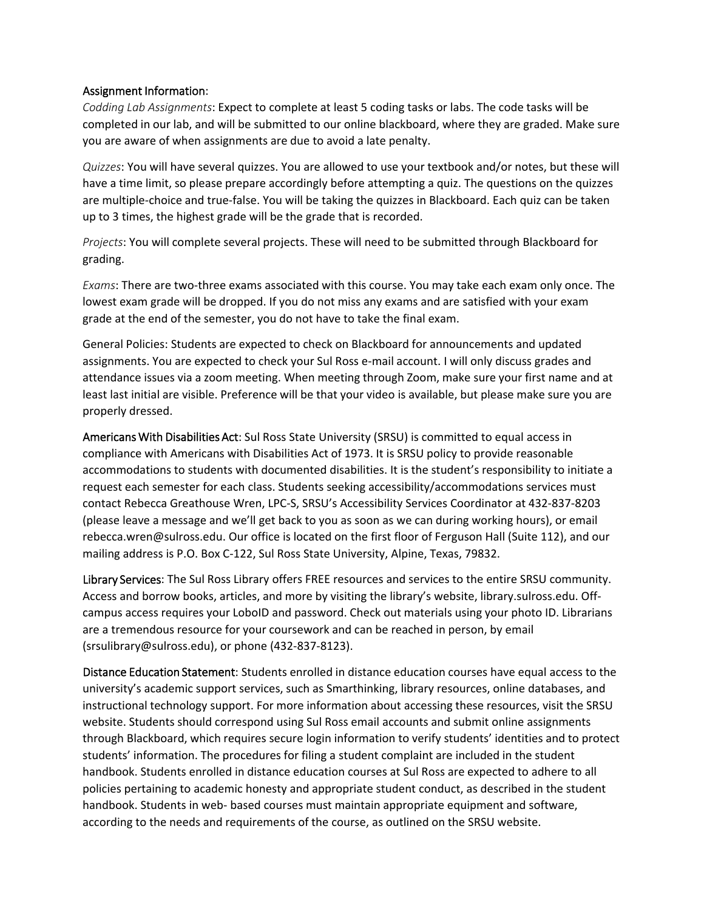Assignment Information:

*Codding Lab Assignments*: Expect to complete at least 5 coding tasks or labs. The code tasks will be completed in our lab, and will be submitted to our online blackboard, where they are graded. Make sure you are aware of when assignments are due to avoid a late penalty.

*Quizzes*: You will have several quizzes. You are allowed to use your textbook and/or notes, but these will have a time limit, so please prepare accordingly before attempting a quiz. The questions on the quizzes are multiple-choice and true-false. You will be taking the quizzes in Blackboard. Each quiz can be taken up to 3 times, the highest grade will be the grade that is recorded.

*Projects*: You will complete several projects. These will need to be submitted through Blackboard for grading.

*Exams*: There are two-three exams associated with this course. You may take each exam only once. The lowest exam grade will be dropped. If you do not miss any exams and are satisfied with your exam grade at the end of the semester, you do not have to take the final exam.

General Policies: Students are expected to check on Blackboard for announcements and updated assignments. You are expected to check your Sul Ross e-mail account. I will only discuss grades and attendance issues via a zoom meeting. When meeting through Zoom, make sure your first name and at least last initial are visible. Preference will be that your video is available, but please make sure you are properly dressed.

Americans With Disabilities Act: Sul Ross State University (SRSU) is committed to equal access in compliance with Americans with Disabilities Act of 1973. It is SRSU policy to provide reasonable accommodations to students with documented disabilities. It is the student's responsibility to initiate a request each semester for each class. Students seeking accessibility/accommodations services must contact Rebecca Greathouse Wren, LPC-S, SRSU's Accessibility Services Coordinator at 432-837-8203 (please leave a message and we'll get back to you as soon as we can during working hours), or email rebecca.wren@sulross.edu. Our office is located on the first floor of Ferguson Hall (Suite 112), and our mailing address is P.O. Box C-122, Sul Ross State University, Alpine, Texas, 79832.

Library Services: The Sul Ross Library offers FREE resources and services to the entire SRSU community. Access and borrow books, articles, and more by visiting the library's website, library.sulross.edu. Off-campus access requires your LoboID and password. Check out materials using your photo ID. Librarians are a tremendous resource for your coursework and can be reached in person, by email (srsulibrary@sulross.edu), or phone (432-837-8123).

Distance Education Statement: Students enrolled in distance education courses have equal access to the university's academic support services, such as Smarthinking, library resources, online databases, and instructional technology support. For more information about accessing these resources, visit the SRSU website. Students should correspond using Sul Ross email accounts and submit online assignments through Blackboard, which requires secure login information to verify students' identities and to protect students' information. The procedures for filing a student complaint are included in the student handbook. Students enrolled in distance education courses at Sul Ross are expected to adhere to all policies pertaining to academic honesty and appropriate student conduct, as described in the student handbook. Students in web- based courses must maintain appropriate equipment and software, according to the needs and requirements of the course, as outlined on the SRSU website.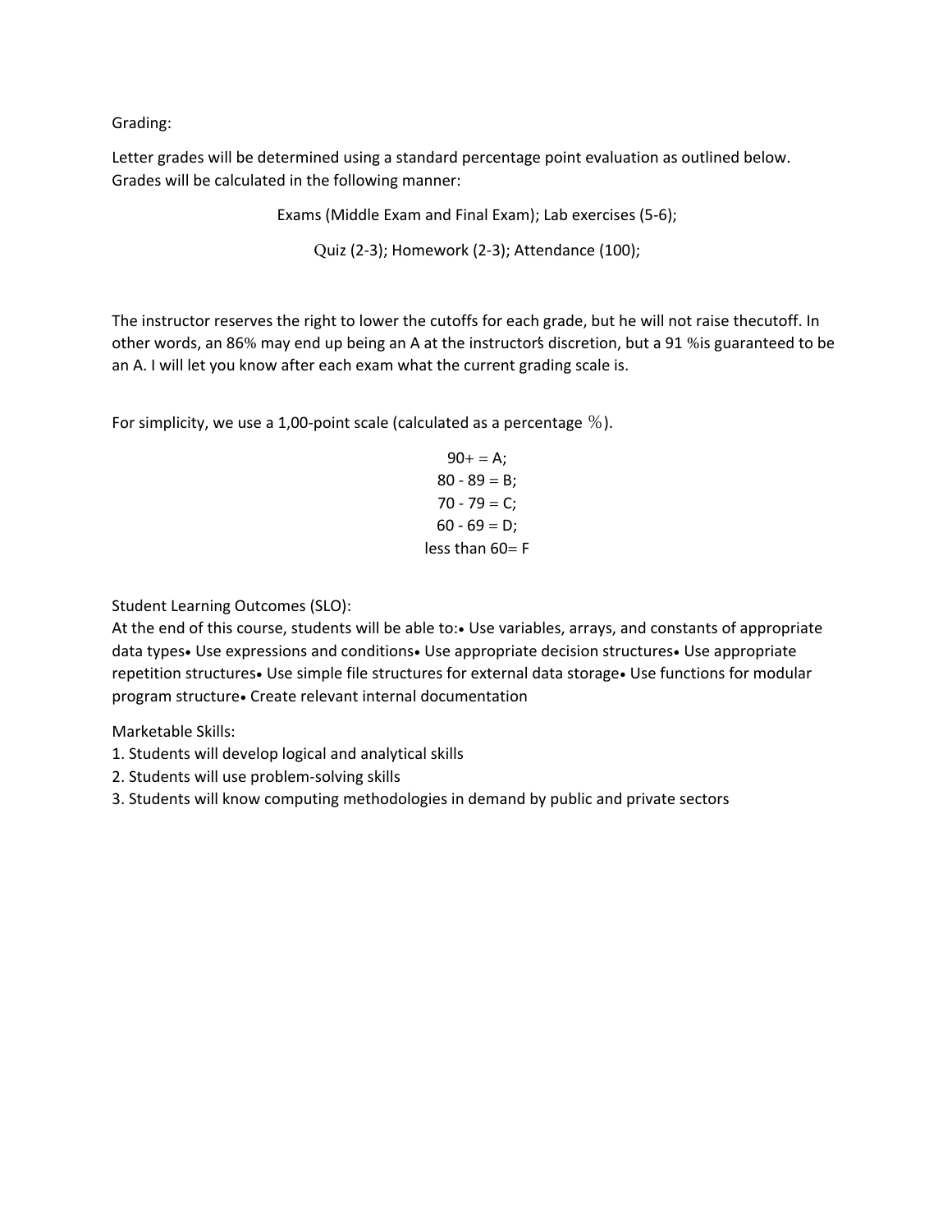Grading:

Letter grades will be determined using a standard percentage point evaluation as outlined below. Grades will be calculated in the following manner:

Exams (Middle Exam and Final Exam); Lab exercises (5-6);

Quiz (2-3); Homework (2-3); Attendance (100);

The instructor reserves the right to lower the cutoffs for each grade, but he will not raise thecutoff. In other words, an 86% may end up being an A at the instructor's discretion, but a 91 %is guaranteed to be an A. I will let you know after each exam what the current grading scale is.

For simplicity, we use a 1,00-point scale (calculated as a percentage %).

90+ = A;
80 - 89 = B;
70 - 79 = C;
60 - 69 = D;
less than 60= F

Student Learning Outcomes (SLO):

At the end of this course, students will be able to:• Use variables, arrays, and constants of appropriate data types• Use expressions and conditions• Use appropriate decision structures• Use appropriate repetition structures• Use simple file structures for external data storage• Use functions for modular program structure• Create relevant internal documentation

Marketable Skills:

1. Students will develop logical and analytical skills
2. Students will use problem-solving skills
3. Students will know computing methodologies in demand by public and private sectors